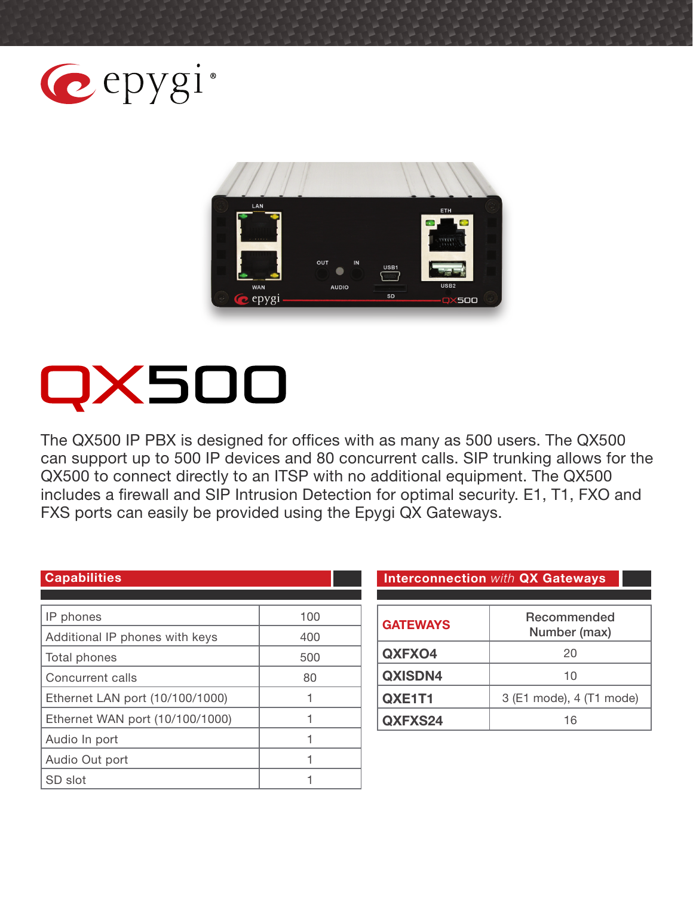epygi®

# QX500

The QX500 IP PBX is designed for offices with as many as 500 users. The QX500 can support up to 500 IP devices and 80 concurrent calls. SIP trunking allows for the QX500 to connect directly to an ITSP with no additional equipment. The QX500 includes a firewall and SIP Intrusion Detection for optimal security. E1, T1, FXO and FXS ports can easily be provided using the Epygi QX Gateways.

## Capabilities

| Capability | |
|---|---|
| IP phones | 100 |
| Additional IP phones with keys | 400 |
| Total phones | 500 |
| Concurrent calls | 80 |
| Ethernet LAN port (10/100/1000) | 1 |
| Ethernet WAN port (10/100/1000) | 1 |
| Audio In port | 1 |
| Audio Out port | 1 |
| SD slot | 1 |

## Interconnection *with* QX Gateways

| GATEWAYS | Recommended Number (max) |
|---|---|
| **QXFXO4** | 20 |
| **QXISDN4** | 10 |
| **QXE1T1** | 3 (E1 mode), 4 (T1 mode) |
| **QXFXS24** | 16 |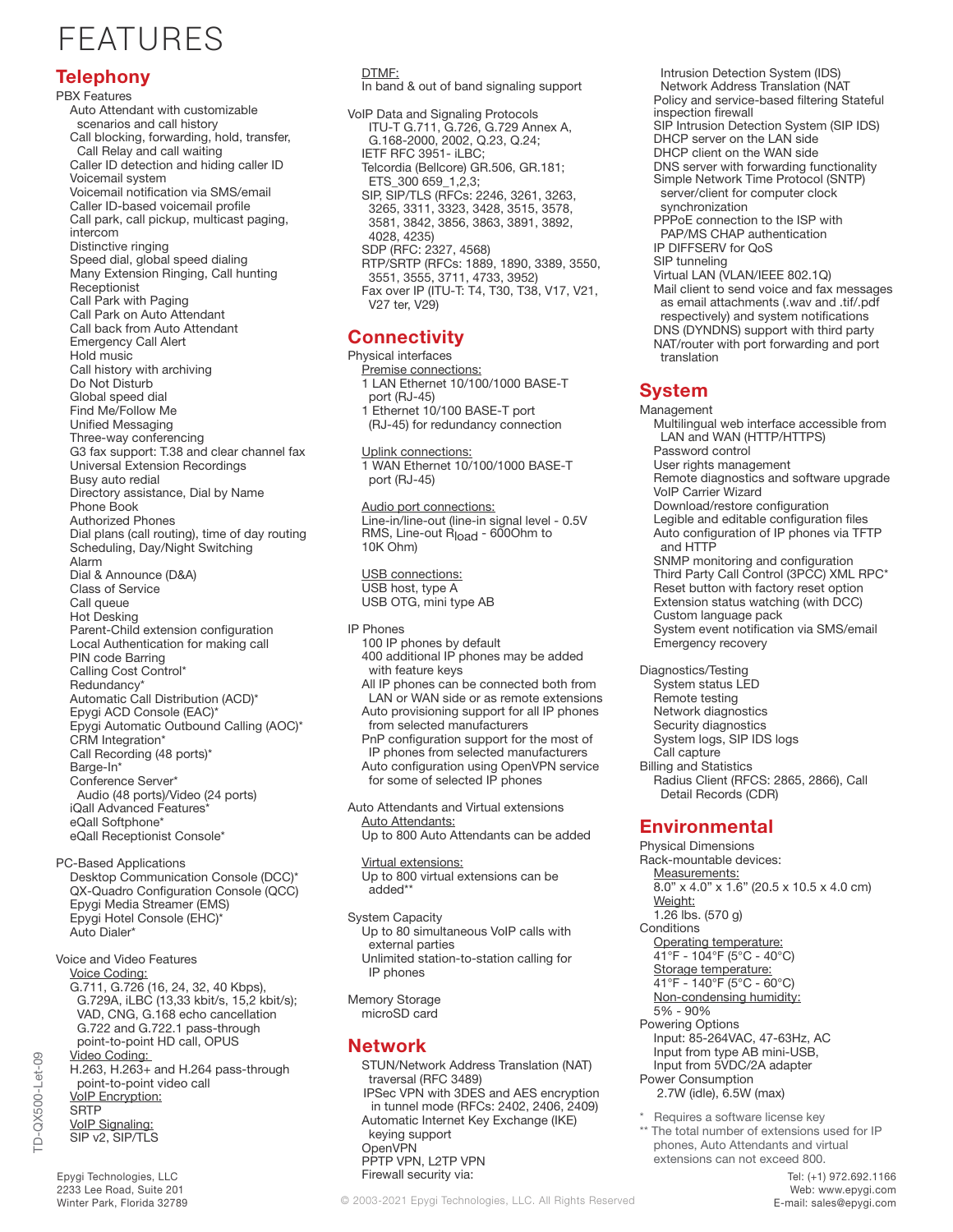# FEATURES

## Telephony

PBX Features

- Auto Attendant with customizable scenarios and call history
- Call blocking, forwarding, hold, transfer, Call Relay and call waiting
- Caller ID detection and hiding caller ID
- Voicemail system
- Voicemail notification via SMS/email
- Caller ID-based voicemail profile
- Call park, call pickup, multicast paging, intercom
- Distinctive ringing
- Speed dial, global speed dialing
- Many Extension Ringing, Call hunting
- Receptionist
- Call Park with Paging
- Call Park on Auto Attendant
- Call back from Auto Attendant
- Emergency Call Alert
- Hold music
- Call history with archiving
- Do Not Disturb
- Global speed dial
- Find Me/Follow Me
- Unified Messaging
- Three-way conferencing
- G3 fax support: T.38 and clear channel fax
- Universal Extension Recordings
- Busy auto redial
- Directory assistance, Dial by Name
- Phone Book
- Authorized Phones
- Dial plans (call routing), time of day routing
- Scheduling, Day/Night Switching
- Alarm
- Dial & Announce (D&A)
- Class of Service
- Call queue
- Hot Desking
- Parent-Child extension configuration
- Local Authentication for making call
- PIN code Barring
- Calling Cost Control*
- Redundancy*
- Automatic Call Distribution (ACD)*
- Epygi ACD Console (EAC)*
- Epygi Automatic Outbound Calling (AOC)*
- CRM Integration*
- Call Recording (48 ports)*
- Barge-In*
- Conference Server*
  - Audio (48 ports)/Video (24 ports)
- iQall Advanced Features*
- eQall Softphone*
- eQall Receptionist Console*

PC-Based Applications

- Desktop Communication Console (DCC)*
- QX-Quadro Configuration Console (QCC)
- Epygi Media Streamer (EMS)
- Epygi Hotel Console (EHC)*
- Auto Dialer*

Voice and Video Features

Voice Coding:
G.711, G.726 (16, 24, 32, 40 Kbps), G.729A, iLBC (13,33 kbit/s, 15,2 kbit/s); VAD, CNG, G.168 echo cancellation
G.722 and G.722.1 pass-through point-to-point HD call, OPUS

Video Coding:
H.263, H.263+ and H.264 pass-through point-to-point video call

VoIP Encryption:
SRTP

VoIP Signaling:
SIP v2, SIP/TLS

DTMF:
In band & out of band signaling support

VoIP Data and Signaling Protocols

- ITU-T G.711, G.726, G.729 Annex A, G.168-2000, 2002, Q.23, Q.24;
- IETF RFC 3951- iLBC;
- Telcordia (Bellcore) GR.506, GR.181; ETS_300 659_1,2,3;
- SIP, SIP/TLS (RFCs: 2246, 3261, 3263, 3265, 3311, 3323, 3428, 3515, 3578, 3581, 3842, 3856, 3863, 3891, 3892, 4028, 4235)
- SDP (RFC: 2327, 4568)
- RTP/SRTP (RFCs: 1889, 1890, 3389, 3550, 3551, 3555, 3711, 4733, 3952)
- Fax over IP (ITU-T: T4, T30, T38, V17, V21, V27 ter, V29)

## Connectivity

Physical interfaces

Premise connections:
1 LAN Ethernet 10/100/1000 BASE-T port (RJ-45)
1 Ethernet 10/100 BASE-T port (RJ-45) for redundancy connection

Uplink connections:
1 WAN Ethernet 10/100/1000 BASE-T port (RJ-45)

Audio port connections:
Line-in/line-out (line-in signal level - 0.5V RMS, Line-out $R_{load}$ - 600Ohm to 10K Ohm)

USB connections:
USB host, type A
USB OTG, mini type AB

IP Phones

- 100 IP phones by default
- 400 additional IP phones may be added with feature keys
- All IP phones can be connected both from LAN or WAN side or as remote extensions
- Auto provisioning support for all IP phones from selected manufacturers
- PnP configuration support for the most of IP phones from selected manufacturers
- Auto configuration using OpenVPN service for some of selected IP phones

Auto Attendants and Virtual extensions

Auto Attendants:
Up to 800 Auto Attendants can be added

Virtual extensions:
Up to 800 virtual extensions can be added**

System Capacity

- Up to 80 simultaneous VoIP calls with external parties
- Unlimited station-to-station calling for IP phones

Memory Storage

- microSD card

## Network

- STUN/Network Address Translation (NAT) traversal (RFC 3489)
- IPSec VPN with 3DES and AES encryption in tunnel mode (RFCs: 2402, 2406, 2409)
- Automatic Internet Key Exchange (IKE) keying support
- OpenVPN
- PPTP VPN, L2TP VPN
- Firewall security via:
  - Intrusion Detection System (IDS)
  - Network Address Translation (NAT
- Policy and service-based filtering Stateful inspection firewall
- SIP Intrusion Detection System (SIP IDS)
- DHCP server on the LAN side
- DHCP client on the WAN side
- DNS server with forwarding functionality
- Simple Network Time Protocol (SNTP) server/client for computer clock synchronization
- PPPoE connection to the ISP with PAP/MS CHAP authentication
- IP DIFFSERV for QoS
- SIP tunneling
- Virtual LAN (VLAN/IEEE 802.1Q)
- Mail client to send voice and fax messages as email attachments (.wav and .tif/.pdf respectively) and system notifications
- DNS (DYNDNS) support with third party
- NAT/router with port forwarding and port translation

## System

Management

- Multilingual web interface accessible from LAN and WAN (HTTP/HTTPS)
- Password control
- User rights management
- Remote diagnostics and software upgrade
- VoIP Carrier Wizard
- Download/restore configuration
- Legible and editable configuration files
- Auto configuration of IP phones via TFTP and HTTP
- SNMP monitoring and configuration
- Third Party Call Control (3PCC) XML RPC*
- Reset button with factory reset option
- Extension status watching (with DCC)
- Custom language pack
- System event notification via SMS/email
- Emergency recovery

Diagnostics/Testing

- System status LED
- Remote testing
- Network diagnostics
- Security diagnostics
- System logs, SIP IDS logs
- Call capture

Billing and Statistics

- Radius Client (RFCS: 2865, 2866), Call Detail Records (CDR)

## Environmental

Physical Dimensions

Rack-mountable devices:

Measurements:
8.0” x 4.0” x 1.6” (20.5 x 10.5 x 4.0 cm)

Weight:
1.26 lbs. (570 g)

Conditions

Operating temperature:
41°F - 104°F (5°C - 40°C)

Storage temperature:
41°F - 140°F (5°C - 60°C)

Non-condensing humidity:
5% - 90%

Powering Options

- Input: 85-264VAC, 47-63Hz, AC
- Input from type AB mini-USB,
- Input from 5VDC/2A adapter

Power Consumption

- 2.7W (idle), 6.5W (max)

\* Requires a software license key

** The total number of extensions used for IP phones, Auto Attendants and virtual extensions can not exceed 800.

TD-QX500-Let-09

Epygi Technologies, LLC
2233 Lee Road, Suite 201
Winter Park, Florida 32789

© 2003-2021 Epygi Technologies, LLC. All Rights Reserved

Tel: (+1) 972.692.1166
Web: www.epygi.com
E-mail: sales@epygi.com